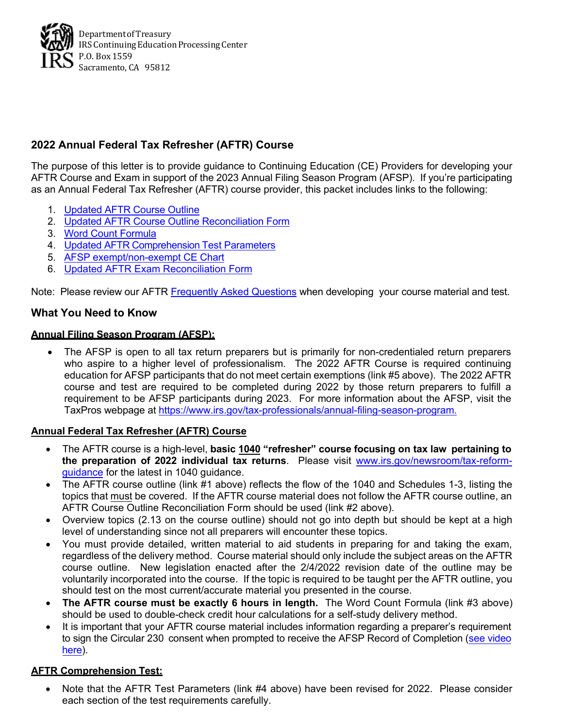Department of Treasury
IRS Continuing Education Processing Center
P.O. Box 1559
Sacramento, CA 95812

## 2022 Annual Federal Tax Refresher (AFTR) Course

The purpose of this letter is to provide guidance to Continuing Education (CE) Providers for developing your AFTR Course and Exam in support of the 2023 Annual Filing Season Program (AFSP). If you're participating as an Annual Federal Tax Refresher (AFTR) course provider, this packet includes links to the following:

1. Updated AFTR Course Outline
2. Updated AFTR Course Outline Reconciliation Form
3. Word Count Formula
4. Updated AFTR Comprehension Test Parameters
5. AFSP exempt/non-exempt CE Chart
6. Updated AFTR Exam Reconciliation Form

Note: Please review our AFTR Frequently Asked Questions when developing your course material and test.

## What You Need to Know

**Annual Filing Season Program (AFSP):**

- The AFSP is open to all tax return preparers but is primarily for non-credentialed return preparers who aspire to a higher level of professionalism. The 2022 AFTR Course is required continuing education for AFSP participants that do not meet certain exemptions (link #5 above). The 2022 AFTR course and test are required to be completed during 2022 by those return preparers to fulfill a requirement to be AFSP participants during 2023. For more information about the AFSP, visit the TaxPros webpage at https://www.irs.gov/tax-professionals/annual-filing-season-program.

**Annual Federal Tax Refresher (AFTR) Course**

- The AFTR course is a high-level, **basic 1040 "refresher" course focusing on tax law pertaining to the preparation of 2022 individual tax returns**. Please visit www.irs.gov/newsroom/tax-reform-guidance for the latest in 1040 guidance.
- The AFTR course outline (link #1 above) reflects the flow of the 1040 and Schedules 1-3, listing the topics that must be covered. If the AFTR course material does not follow the AFTR course outline, an AFTR Course Outline Reconciliation Form should be used (link #2 above).
- Overview topics (2.13 on the course outline) should not go into depth but should be kept at a high level of understanding since not all preparers will encounter these topics.
- You must provide detailed, written material to aid students in preparing for and taking the exam, regardless of the delivery method. Course material should only include the subject areas on the AFTR course outline. New legislation enacted after the 2/4/2022 revision date of the outline may be voluntarily incorporated into the course. If the topic is required to be taught per the AFTR outline, you should test on the most current/accurate material you presented in the course.
- **The AFTR course must be exactly 6 hours in length.** The Word Count Formula (link #3 above) should be used to double-check credit hour calculations for a self-study delivery method.
- It is important that your AFTR course material includes information regarding a preparer's requirement to sign the Circular 230 consent when prompted to receive the AFSP Record of Completion (see video here).

**AFTR Comprehension Test:**

- Note that the AFTR Test Parameters (link #4 above) have been revised for 2022. Please consider each section of the test requirements carefully.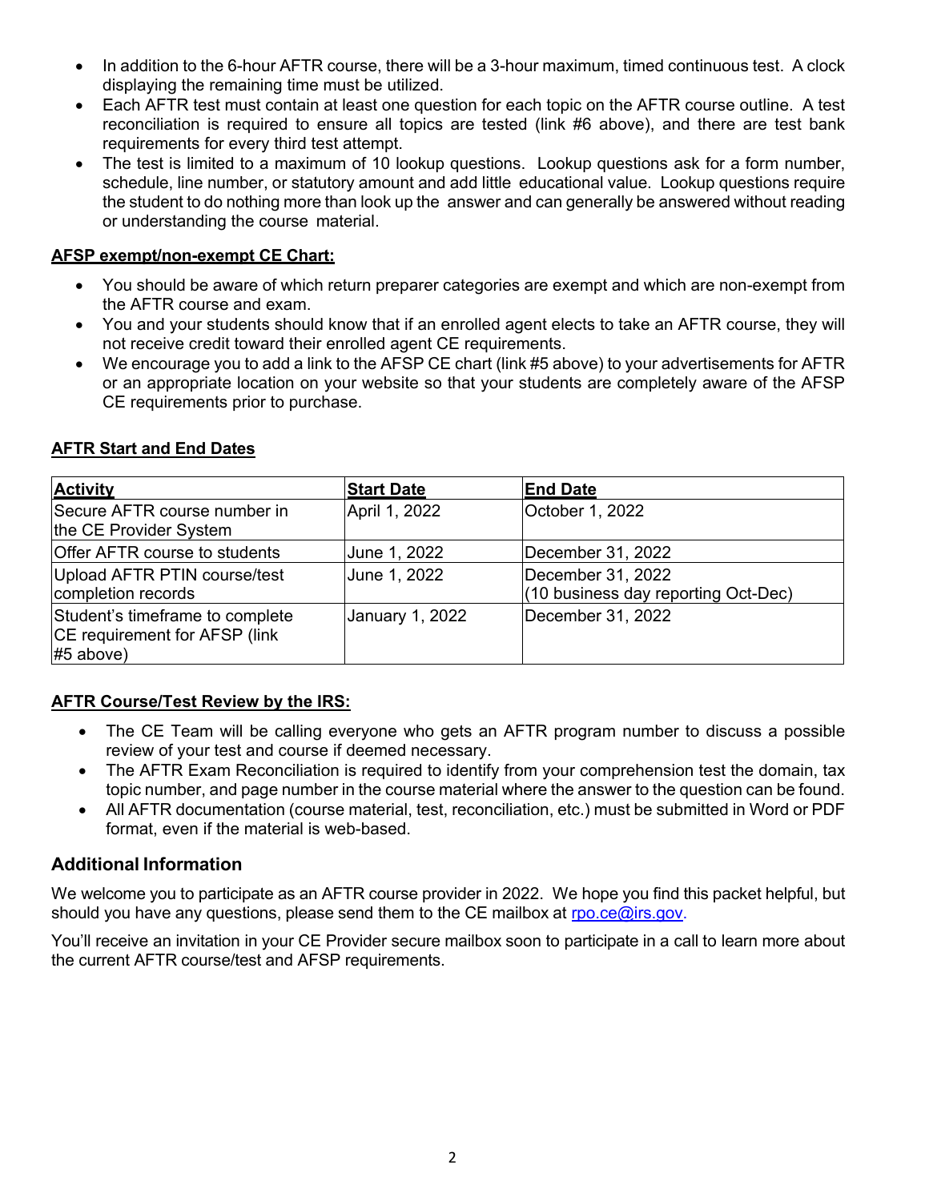- In addition to the 6-hour AFTR course, there will be a 3-hour maximum, timed continuous test. A clock displaying the remaining time must be utilized.
- Each AFTR test must contain at least one question for each topic on the AFTR course outline. A test reconciliation is required to ensure all topics are tested (link #6 above), and there are test bank requirements for every third test attempt.
- The test is limited to a maximum of 10 lookup questions. Lookup questions ask for a form number, schedule, line number, or statutory amount and add little educational value. Lookup questions require the student to do nothing more than look up the answer and can generally be answered without reading or understanding the course material.

**AFSP exempt/non-exempt CE Chart:**

- You should be aware of which return preparer categories are exempt and which are non-exempt from the AFTR course and exam.
- You and your students should know that if an enrolled agent elects to take an AFTR course, they will not receive credit toward their enrolled agent CE requirements.
- We encourage you to add a link to the AFSP CE chart (link #5 above) to your advertisements for AFTR or an appropriate location on your website so that your students are completely aware of the AFSP CE requirements prior to purchase.

**AFTR Start and End Dates**

| Activity | Start Date | End Date |
|---|---|---|
| Secure AFTR course number in the CE Provider System | April 1, 2022 | October 1, 2022 |
| Offer AFTR course to students | June 1, 2022 | December 31, 2022 |
| Upload AFTR PTIN course/test completion records | June 1, 2022 | December 31, 2022 (10 business day reporting Oct-Dec) |
| Student's timeframe to complete CE requirement for AFSP (link #5 above) | January 1, 2022 | December 31, 2022 |

**AFTR Course/Test Review by the IRS:**

- The CE Team will be calling everyone who gets an AFTR program number to discuss a possible review of your test and course if deemed necessary.
- The AFTR Exam Reconciliation is required to identify from your comprehension test the domain, tax topic number, and page number in the course material where the answer to the question can be found.
- All AFTR documentation (course material, test, reconciliation, etc.) must be submitted in Word or PDF format, even if the material is web-based.

## Additional Information

We welcome you to participate as an AFTR course provider in 2022. We hope you find this packet helpful, but should you have any questions, please send them to the CE mailbox at rpo.ce@irs.gov.

You'll receive an invitation in your CE Provider secure mailbox soon to participate in a call to learn more about the current AFTR course/test and AFSP requirements.